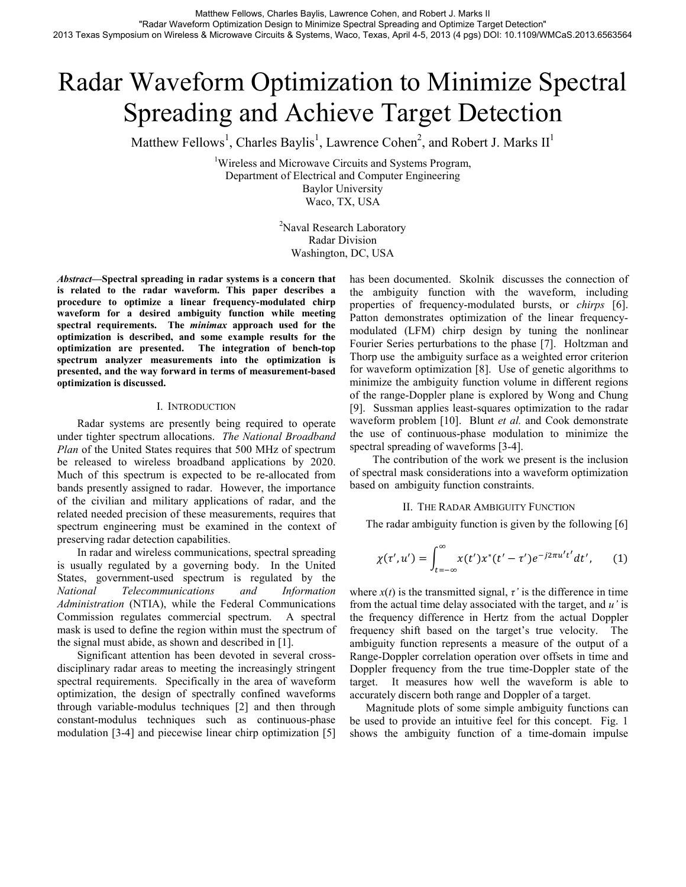# Radar Waveform Optimization to Minimize Spectral Spreading and Achieve Target Detection

Matthew Fellows[1], Charles Baylis[1], Lawrence Cohen[2], and Robert J. Marks II[1]

[1]Wireless and Microwave Circuits and Systems Program,
Department of Electrical and Computer Engineering
Baylor University
Waco, TX, USA

[2]Naval Research Laboratory
Radar Division
Washington, DC, USA

***Abstract*—Spectral spreading in radar systems is a concern that is related to the radar waveform. This paper describes a procedure to optimize a linear frequency-modulated chirp waveform for a desired ambiguity function while meeting spectral requirements. The *minimax* approach used for the optimization is described, and some example results for the optimization are presented. The integration of bench-top spectrum analyzer measurements into the optimization is presented, and the way forward in terms of measurement-based optimization is discussed.**

## I. Introduction

Radar systems are presently being required to operate under tighter spectrum allocations. *The National Broadband Plan* of the United States requires that 500 MHz of spectrum be released to wireless broadband applications by 2020. Much of this spectrum is expected to be re-allocated from bands presently assigned to radar. However, the importance of the civilian and military applications of radar, and the related needed precision of these measurements, requires that spectrum engineering must be examined in the context of preserving radar detection capabilities.

In radar and wireless communications, spectral spreading is usually regulated by a governing body. In the United States, government-used spectrum is regulated by the *National Telecommunications and Information Administration* (NTIA), while the Federal Communications Commission regulates commercial spectrum. A spectral mask is used to define the region within must the spectrum of the signal must abide, as shown and described in [1].

Significant attention has been devoted in several cross-disciplinary radar areas to meeting the increasingly stringent spectral requirements. Specifically in the area of waveform optimization, the design of spectrally confined waveforms through variable-modulus techniques [2] and then through constant-modulus techniques such as continuous-phase modulation [3-4] and piecewise linear chirp optimization [5] has been documented. Skolnik discusses the connection of the ambiguity function with the waveform, including properties of frequency-modulated bursts, or *chirps* [6]. Patton demonstrates optimization of the linear frequency-modulated (LFM) chirp design by tuning the nonlinear Fourier Series perturbations to the phase [7]. Holtzman and Thorp use the ambiguity surface as a weighted error criterion for waveform optimization [8]. Use of genetic algorithms to minimize the ambiguity function volume in different regions of the range-Doppler plane is explored by Wong and Chung [9]. Sussman applies least-squares optimization to the radar waveform problem [10]. Blunt *et al.* and Cook demonstrate the use of continuous-phase modulation to minimize the spectral spreading of waveforms [3-4].

The contribution of the work we present is the inclusion of spectral mask considerations into a waveform optimization based on ambiguity function constraints.

## II. The Radar Ambiguity Function

The radar ambiguity function is given by the following [6]

$$\chi(\tau', u') = \int_{t=-\infty}^{\infty} x(t')x^*(t'-\tau')e^{-j2\pi u' t'}dt', \qquad (1)$$

where $x(t)$ is the transmitted signal, $\tau'$ is the difference in time from the actual time delay associated with the target, and $u'$ is the frequency difference in Hertz from the actual Doppler frequency shift based on the target's true velocity. The ambiguity function represents a measure of the output of a Range-Doppler correlation operation over offsets in time and Doppler frequency from the true time-Doppler state of the target. It measures how well the waveform is able to accurately discern both range and Doppler of a target.

Magnitude plots of some simple ambiguity functions can be used to provide an intuitive feel for this concept. Fig. 1 shows the ambiguity function of a time-domain impulse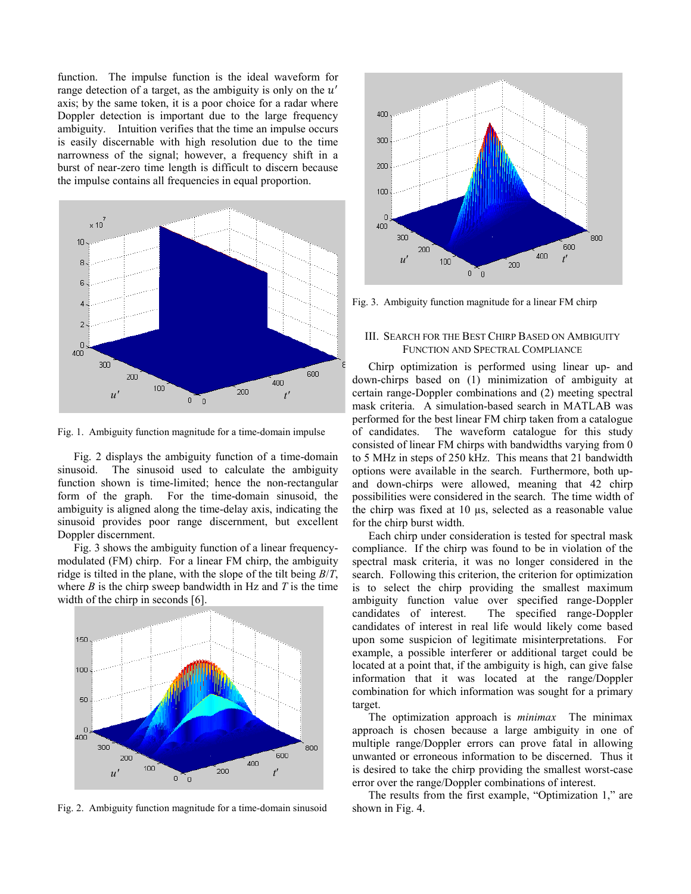function. The impulse function is the ideal waveform for range detection of a target, as the ambiguity is only on the $u'$ axis; by the same token, it is a poor choice for a radar where Doppler detection is important due to the large frequency ambiguity. Intuition verifies that the time an impulse occurs is easily discernable with high resolution due to the time narrowness of the signal; however, a frequency shift in a burst of near-zero time length is difficult to discern because the impulse contains all frequencies in equal proportion.

Fig. 1. Ambiguity function magnitude for a time-domain impulse

Fig. 2 displays the ambiguity function of a time-domain sinusoid. The sinusoid used to calculate the ambiguity function shown is time-limited; hence the non-rectangular form of the graph. For the time-domain sinusoid, the ambiguity is aligned along the time-delay axis, indicating the sinusoid provides poor range discernment, but excellent Doppler discernment.

Fig. 3 shows the ambiguity function of a linear frequency-modulated (FM) chirp. For a linear FM chirp, the ambiguity ridge is tilted in the plane, with the slope of the tilt being $B/T$, where $B$ is the chirp sweep bandwidth in Hz and $T$ is the time width of the chirp in seconds [6].

Fig. 2. Ambiguity function magnitude for a time-domain sinusoid

Fig. 3. Ambiguity function magnitude for a linear FM chirp

## III. Search for the Best Chirp Based on Ambiguity Function and Spectral Compliance

Chirp optimization is performed using linear up- and down-chirps based on (1) minimization of ambiguity at certain range-Doppler combinations and (2) meeting spectral mask criteria. A simulation-based search in MATLAB was performed for the best linear FM chirp taken from a catalogue of candidates. The waveform catalogue for this study consisted of linear FM chirps with bandwidths varying from 0 to 5 MHz in steps of 250 kHz. This means that 21 bandwidth options were available in the search. Furthermore, both up- and down-chirps were allowed, meaning that 42 chirp possibilities were considered in the search. The time width of the chirp was fixed at 10 μs, selected as a reasonable value for the chirp burst width.

Each chirp under consideration is tested for spectral mask compliance. If the chirp was found to be in violation of the spectral mask criteria, it was no longer considered in the search. Following this criterion, the criterion for optimization is to select the chirp providing the smallest maximum ambiguity function value over specified range-Doppler candidates of interest. The specified range-Doppler candidates of interest in real life would likely come based upon some suspicion of legitimate misinterpretations. For example, a possible interferer or additional target could be located at a point that, if the ambiguity is high, can give false information that it was located at the range/Doppler combination for which information was sought for a primary target.

The optimization approach is *minimax* The minimax approach is chosen because a large ambiguity in one of multiple range/Doppler errors can prove fatal in allowing unwanted or erroneous information to be discerned. Thus it is desired to take the chirp providing the smallest worst-case error over the range/Doppler combinations of interest.

The results from the first example, "Optimization 1," are shown in Fig. 4.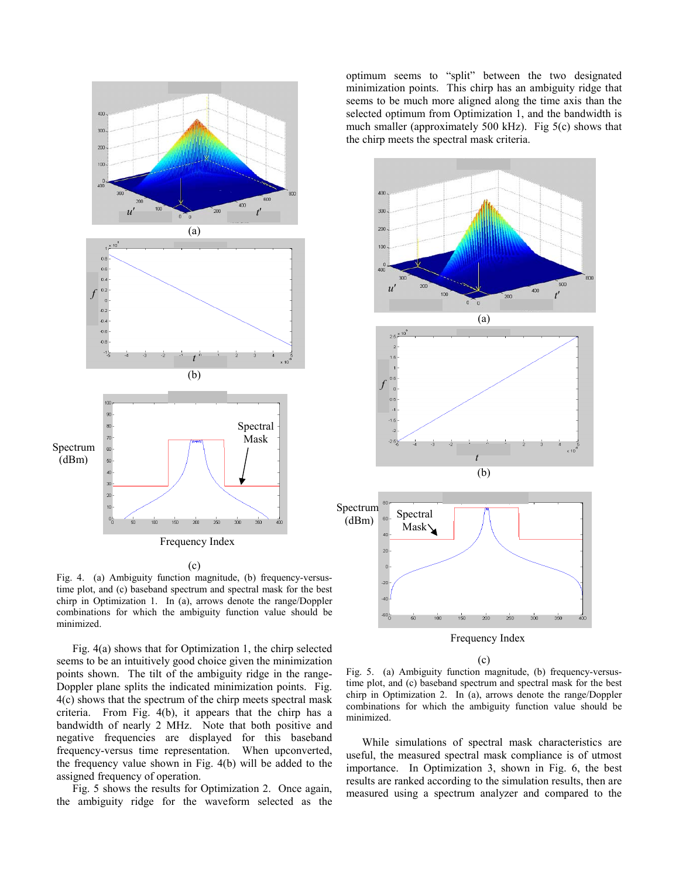(a)

(b)

(c)

Fig. 4. (a) Ambiguity function magnitude, (b) frequency-versus-time plot, and (c) baseband spectrum and spectral mask for the best chirp in Optimization 1. In (a), arrows denote the range/Doppler combinations for which the ambiguity function value should be minimized.

Fig. 4(a) shows that for Optimization 1, the chirp selected seems to be an intuitively good choice given the minimization points shown. The tilt of the ambiguity ridge in the range-Doppler plane splits the indicated minimization points. Fig. 4(c) shows that the spectrum of the chirp meets spectral mask criteria. From Fig. 4(b), it appears that the chirp has a bandwidth of nearly 2 MHz. Note that both positive and negative frequencies are displayed for this baseband frequency-versus time representation. When upconverted, the frequency value shown in Fig. 4(b) will be added to the assigned frequency of operation.

Fig. 5 shows the results for Optimization 2. Once again, the ambiguity ridge for the waveform selected as the optimum seems to "split" between the two designated minimization points. This chirp has an ambiguity ridge that seems to be much more aligned along the time axis than the selected optimum from Optimization 1, and the bandwidth is much smaller (approximately 500 kHz). Fig 5(c) shows that the chirp meets the spectral mask criteria.

(a)

(b)

(c)

Fig. 5. (a) Ambiguity function magnitude, (b) frequency-versus-time plot, and (c) baseband spectrum and spectral mask for the best chirp in Optimization 2. In (a), arrows denote the range/Doppler combinations for which the ambiguity function value should be minimized.

While simulations of spectral mask characteristics are useful, the measured spectral mask compliance is of utmost importance. In Optimization 3, shown in Fig. 6, the best results are ranked according to the simulation results, then are measured using a spectrum analyzer and compared to the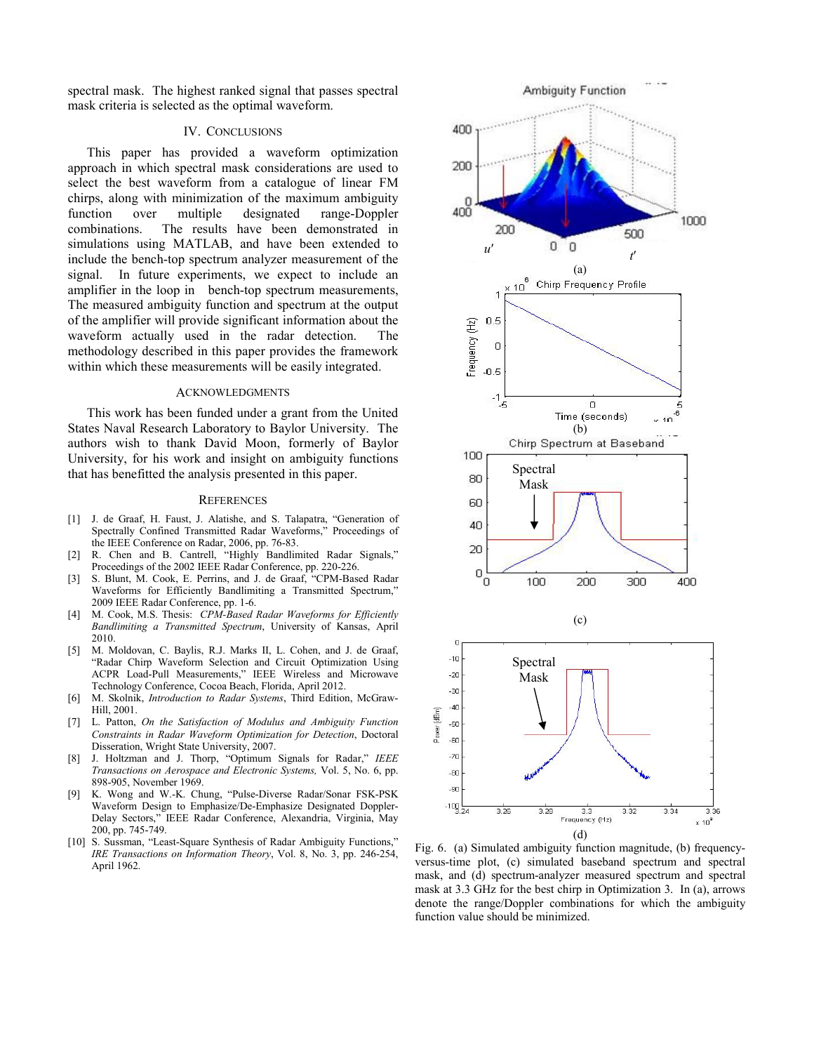spectral mask. The highest ranked signal that passes spectral mask criteria is selected as the optimal waveform.

## IV. Conclusions

This paper has provided a waveform optimization approach in which spectral mask considerations are used to select the best waveform from a catalogue of linear FM chirps, along with minimization of the maximum ambiguity function over multiple designated range-Doppler combinations. The results have been demonstrated in simulations using MATLAB, and have been extended to include the bench-top spectrum analyzer measurement of the signal. In future experiments, we expect to include an amplifier in the loop in bench-top spectrum measurements, The measured ambiguity function and spectrum at the output of the amplifier will provide significant information about the waveform actually used in the radar detection. The methodology described in this paper provides the framework within which these measurements will be easily integrated.

## Acknowledgments

This work has been funded under a grant from the United States Naval Research Laboratory to Baylor University. The authors wish to thank David Moon, formerly of Baylor University, for his work and insight on ambiguity functions that has benefitted the analysis presented in this paper.

## References

[1] J. de Graaf, H. Faust, J. Alatishe, and S. Talapatra, "Generation of Spectrally Confined Transmitted Radar Waveforms," Proceedings of the IEEE Conference on Radar, 2006, pp. 76-83.

[2] R. Chen and B. Cantrell, "Highly Bandlimited Radar Signals," Proceedings of the 2002 IEEE Radar Conference, pp. 220-226.

[3] S. Blunt, M. Cook, E. Perrins, and J. de Graaf, "CPM-Based Radar Waveforms for Efficiently Bandlimiting a Transmitted Spectrum," 2009 IEEE Radar Conference, pp. 1-6.

[4] M. Cook, M.S. Thesis: *CPM-Based Radar Waveforms for Efficiently Bandlimiting a Transmitted Spectrum*, University of Kansas, April 2010.

[5] M. Moldovan, C. Baylis, R.J. Marks II, L. Cohen, and J. de Graaf, "Radar Chirp Waveform Selection and Circuit Optimization Using ACPR Load-Pull Measurements," IEEE Wireless and Microwave Technology Conference, Cocoa Beach, Florida, April 2012.

[6] M. Skolnik, *Introduction to Radar Systems*, Third Edition, McGraw-Hill, 2001.

[7] L. Patton, *On the Satisfaction of Modulus and Ambiguity Function Constraints in Radar Waveform Optimization for Detection*, Doctoral Disseration, Wright State University, 2007.

[8] J. Holtzman and J. Thorp, "Optimum Signals for Radar," *IEEE Transactions on Aerospace and Electronic Systems,* Vol. 5, No. 6, pp. 898-905, November 1969.

[9] K. Wong and W.-K. Chung, "Pulse-Diverse Radar/Sonar FSK-PSK Waveform Design to Emphasize/De-Emphasize Designated Doppler-Delay Sectors," IEEE Radar Conference, Alexandria, Virginia, May 200, pp. 745-749.

[10] S. Sussman, "Least-Square Synthesis of Radar Ambiguity Functions," *IRE Transactions on Information Theory*, Vol. 8, No. 3, pp. 246-254, April 1962.

Ambiguity Function

$u'$

$t'$

(a)

Chirp Frequency Profile

Frequency (Hz)

Time (seconds)

(b)

Chirp Spectrum at Baseband

Spectral Mask

(c)

Spectral Mask

Power (dBm)

Frequency (Hz)

(d)

Fig. 6. (a) Simulated ambiguity function magnitude, (b) frequency-versus-time plot, (c) simulated baseband spectrum and spectral mask, and (d) spectrum-analyzer measured spectrum and spectral mask at 3.3 GHz for the best chirp in Optimization 3. In (a), arrows denote the range/Doppler combinations for which the ambiguity function value should be minimized.